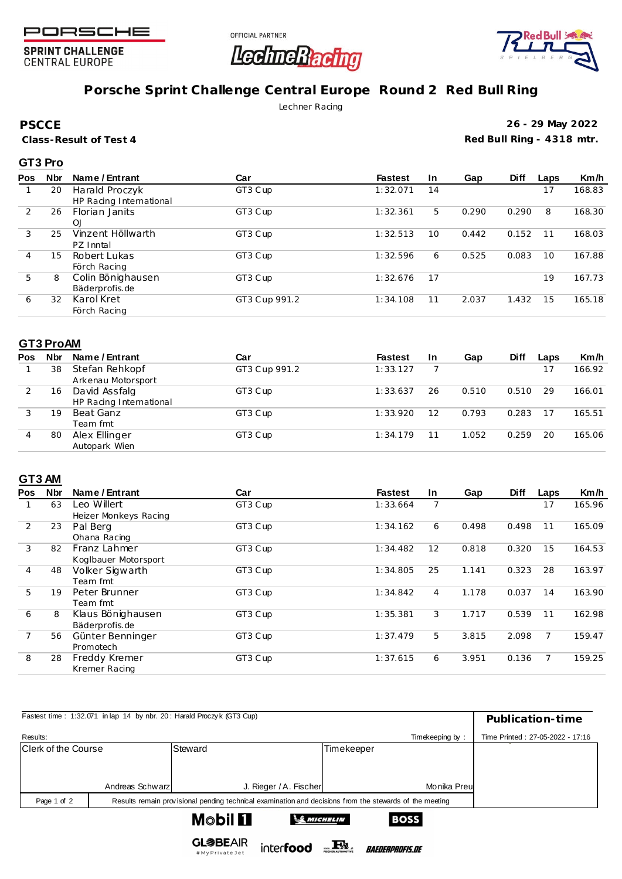PORSCHE SPRINT CHALLENGE CENTRAL EUROPE

OFFICIAL PARTNER LechnerRacing

# Porsche Sprint Challenge Central Europe Round 2 Red Bull Ring

Lechner Racing

**PSCCE**

**Class-Result of Test 4**

**26 - 29 May 2022**

**Red Bull Ring - 4318 mtr.**

## GT3 Pro

| Pos | Nbr | Name / Entrant | Car | Fastest | In | Gap | Diff | Laps | Km/h |
|---|---|---|---|---|---|---|---|---|---|
| 1 | 20 | Harald Proczyk<br>HP Racing International | GT3 Cup | 1:32.071 | 14 | | | 17 | 168.83 |
| 2 | 26 | Florian Janits<br>OJ | GT3 Cup | 1:32.361 | 5 | 0.290 | 0.290 | 8 | 168.30 |
| 3 | 25 | Vinzent Höllwarth<br>PZ Inntal | GT3 Cup | 1:32.513 | 10 | 0.442 | 0.152 | 11 | 168.03 |
| 4 | 15 | Robert Lukas<br>Förch Racing | GT3 Cup | 1:32.596 | 6 | 0.525 | 0.083 | 10 | 167.88 |
| 5 | 8 | Colin Bönighausen<br>Bäderprofis.de | GT3 Cup | 1:32.676 | 17 | | | 19 | 167.73 |
| 6 | 32 | Karol Kret<br>Förch Racing | GT3 Cup 991.2 | 1:34.108 | 11 | 2.037 | 1.432 | 15 | 165.18 |

## GT3 ProAM

| Pos | Nbr | Name / Entrant | Car | Fastest | In | Gap | Diff | Laps | Km/h |
|---|---|---|---|---|---|---|---|---|---|
| 1 | 38 | Stefan Rehkopf<br>Arkenau Motorsport | GT3 Cup 991.2 | 1:33.127 | 7 | | | 17 | 166.92 |
| 2 | 16 | David Assfalg<br>HP Racing International | GT3 Cup | 1:33.637 | 26 | 0.510 | 0.510 | 29 | 166.01 |
| 3 | 19 | Beat Ganz<br>Team fmt | GT3 Cup | 1:33.920 | 12 | 0.793 | 0.283 | 17 | 165.51 |
| 4 | 80 | Alex Ellinger<br>Autopark Wien | GT3 Cup | 1:34.179 | 11 | 1.052 | 0.259 | 20 | 165.06 |

## GT3 AM

| Pos | Nbr | Name / Entrant | Car | Fastest | In | Gap | Diff | Laps | Km/h |
|---|---|---|---|---|---|---|---|---|---|
| 1 | 63 | Leo Willert<br>Heizer Monkeys Racing | GT3 Cup | 1:33.664 | 7 | | | 17 | 165.96 |
| 2 | 23 | Pal Berg<br>Ohana Racing | GT3 Cup | 1:34.162 | 6 | 0.498 | 0.498 | 11 | 165.09 |
| 3 | 82 | Franz Lahmer<br>Koglbauer Motorsport | GT3 Cup | 1:34.482 | 12 | 0.818 | 0.320 | 15 | 164.53 |
| 4 | 48 | Volker Sigwarth<br>Team fmt | GT3 Cup | 1:34.805 | 25 | 1.141 | 0.323 | 28 | 163.97 |
| 5 | 19 | Peter Brunner<br>Team fmt | GT3 Cup | 1:34.842 | 4 | 1.178 | 0.037 | 14 | 163.90 |
| 6 | 8 | Klaus Bönighausen<br>Bäderprofis.de | GT3 Cup | 1:35.381 | 3 | 1.717 | 0.539 | 11 | 162.98 |
| 7 | 56 | Günter Benninger<br>Promotech | GT3 Cup | 1:37.479 | 5 | 3.815 | 2.098 | 7 | 159.47 |
| 8 | 28 | Freddy Kremer<br>Kremer Racing | GT3 Cup | 1:37.615 | 6 | 3.951 | 0.136 | 7 | 159.25 |

Fastest time : 1:32.071 in lap 14 by nbr. 20 : Harald Proczyk (GT3 Cup)

**Publication-time**

Results:

Timekeeping by :

Time Printed : 27-05-2022 - 17:16

| Clerk of the Course | Steward | Timekeeper |
|---|---|---|
| Andreas Schwarz | J. Rieger / A. Fischer | Monika Preu |

Results remain provisional pending technical examination and decisions from the stewards of the meeting

Mobil 1 · MICHELIN · BOSS · GLOBEAIR #MyPrivateJet · interfood · FA Fischer Automotive · BAEDERPROFIS.DE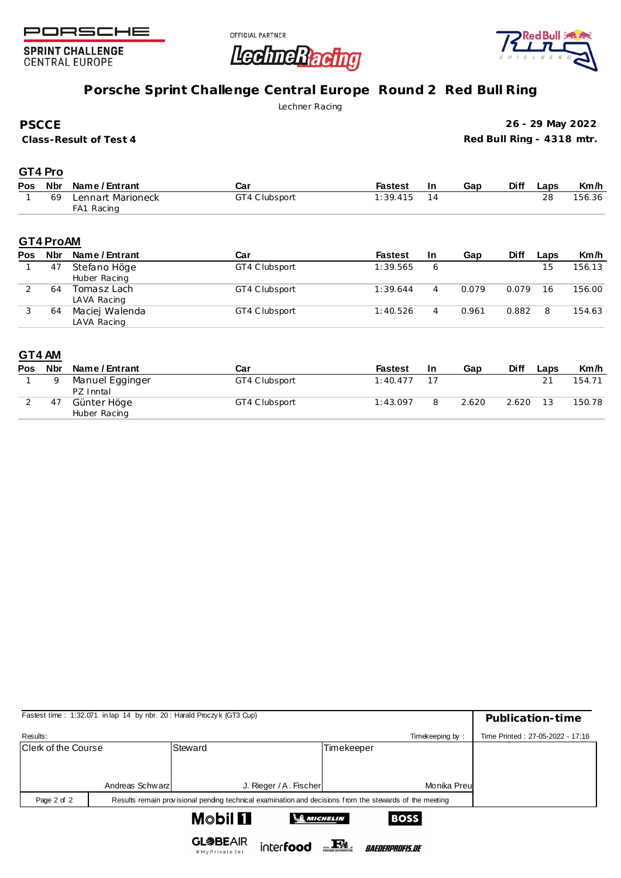PORSCHE SPRINT CHALLENGE CENTRAL EUROPE

OFFICIAL PARTNER LechneRacing

# Porsche Sprint Challenge Central Europe Round 2 Red Bull Ring

Lechner Racing

**PSCCE**

**Class-Result of Test 4**

**26 - 29 May 2022**

**Red Bull Ring - 4318 mtr.**

## GT4 Pro

| Pos | Nbr | Name / Entrant | Car | Fastest | In | Gap | Diff | Laps | Km/h |
|---|---|---|---|---|---|---|---|---|---|
| 1 | 69 | Lennart Marioneck<br>FA1 Racing | GT4 Clubsport | 1:39.415 | 14 | | | 28 | 156.36 |

## GT4 ProAM

| Pos | Nbr | Name / Entrant | Car | Fastest | In | Gap | Diff | Laps | Km/h |
|---|---|---|---|---|---|---|---|---|---|
| 1 | 47 | Stefano Höge<br>Huber Racing | GT4 Clubsport | 1:39.565 | 6 | | | 15 | 156.13 |
| 2 | 64 | Tomasz Lach<br>LAVA Racing | GT4 Clubsport | 1:39.644 | 4 | 0.079 | 0.079 | 16 | 156.00 |
| 3 | 64 | Maciej Walenda<br>LAVA Racing | GT4 Clubsport | 1:40.526 | 4 | 0.961 | 0.882 | 8 | 154.63 |

## GT4 AM

| Pos | Nbr | Name / Entrant | Car | Fastest | In | Gap | Diff | Laps | Km/h |
|---|---|---|---|---|---|---|---|---|---|
| 1 | 9 | Manuel Egginger<br>PZ Inntal | GT4 Clubsport | 1:40.477 | 17 | | | 21 | 154.71 |
| 2 | 47 | Günter Höge<br>Huber Racing | GT4 Clubsport | 1:43.097 | 8 | 2.620 | 2.620 | 13 | 150.78 |

Fastest time : 1:32.071 in lap 14 by nbr. 20 : Harald Proczyk (GT3 Cup)

Results:

Timekeeping by :

**Publication-time**

Time Printed : 27-05-2022 - 17:16

| Clerk of the Course | Steward | Timekeeper |
|---|---|---|
| Andreas Schwarz | J. Rieger / A. Fischer | Monika Preu |

Results remain provisional pending technical examination and decisions from the stewards of the meeting